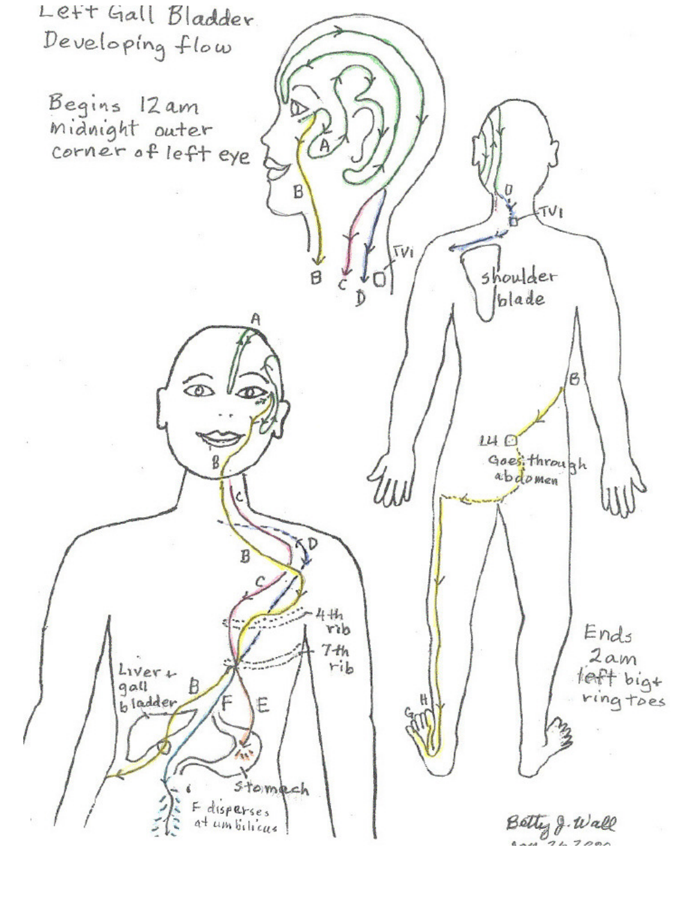Left Gall Bladder
Developing flow

Begins 12am midnight outer corner of left eye

A

B

B C D TVI

D

TVI

shoulder blade

A

B

C

D

B

C

4th rib

7th rib

Liver + gall bladder

B

F

E

Stomach

F disperses at umbilicus

B

L4

Goes through abdomen

Ends 2am ~~left~~ big + ring toes

G

H

Betty J. Wall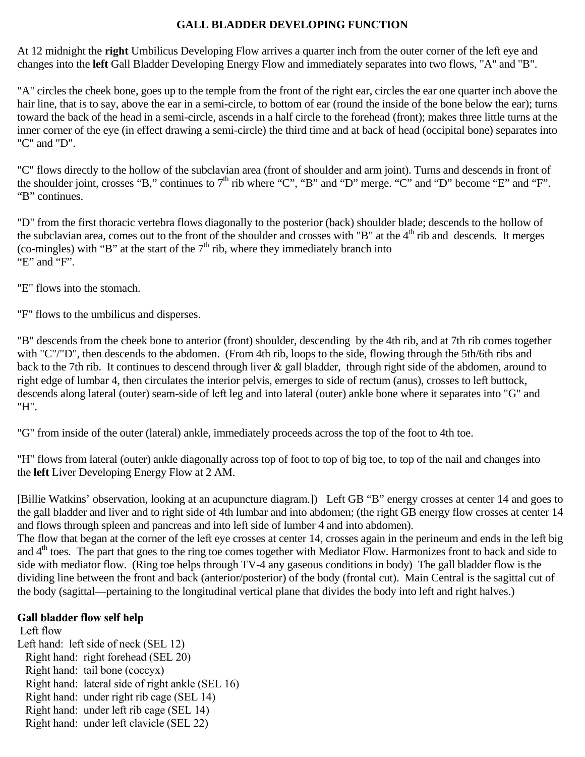## GALL BLADDER DEVELOPING FUNCTION

At 12 midnight the **right** Umbilicus Developing Flow arrives a quarter inch from the outer corner of the left eye and changes into the **left** Gall Bladder Developing Energy Flow and immediately separates into two flows, "A" and "B".

"A" circles the cheek bone, goes up to the temple from the front of the right ear, circles the ear one quarter inch above the hair line, that is to say, above the ear in a semi-circle, to bottom of ear (round the inside of the bone below the ear); turns toward the back of the head in a semi-circle, ascends in a half circle to the forehead (front); makes three little turns at the inner corner of the eye (in effect drawing a semi-circle) the third time and at back of head (occipital bone) separates into "C" and "D".

"C" flows directly to the hollow of the subclavian area (front of shoulder and arm joint). Turns and descends in front of the shoulder joint, crosses "B," continues to 7th rib where "C", "B" and "D" merge. "C" and "D" become "E" and "F". "B" continues.

"D" from the first thoracic vertebra flows diagonally to the posterior (back) shoulder blade; descends to the hollow of the subclavian area, comes out to the front of the shoulder and crosses with "B" at the 4th rib and descends. It merges (co-mingles) with "B" at the start of the 7th rib, where they immediately branch into "E" and "F".

"E" flows into the stomach.

"F" flows to the umbilicus and disperses.

"B" descends from the cheek bone to anterior (front) shoulder, descending by the 4th rib, and at 7th rib comes together with "C"/"D", then descends to the abdomen. (From 4th rib, loops to the side, flowing through the 5th/6th ribs and back to the 7th rib. It continues to descend through liver & gall bladder, through right side of the abdomen, around to right edge of lumbar 4, then circulates the interior pelvis, emerges to side of rectum (anus), crosses to left buttock, descends along lateral (outer) seam-side of left leg and into lateral (outer) ankle bone where it separates into "G" and "H".

"G" from inside of the outer (lateral) ankle, immediately proceeds across the top of the foot to 4th toe.

"H" flows from lateral (outer) ankle diagonally across top of foot to top of big toe, to top of the nail and changes into the **left** Liver Developing Energy Flow at 2 AM.

[Billie Watkins' observation, looking at an acupuncture diagram.]) Left GB "B" energy crosses at center 14 and goes to the gall bladder and liver and to right side of 4th lumbar and into abdomen; (the right GB energy flow crosses at center 14 and flows through spleen and pancreas and into left side of lumber 4 and into abdomen).
The flow that began at the corner of the left eye crosses at center 14, crosses again in the perineum and ends in the left big and 4th toes. The part that goes to the ring toe comes together with Mediator Flow. Harmonizes front to back and side to side with mediator flow. (Ring toe helps through TV-4 any gaseous conditions in body) The gall bladder flow is the dividing line between the front and back (anterior/posterior) of the body (frontal cut). Main Central is the sagittal cut of the body (sagittal—pertaining to the longitudinal vertical plane that divides the body into left and right halves.)

**Gall bladder flow self help**

Left flow

Left hand: left side of neck (SEL 12)
- Right hand: right forehead (SEL 20)
- Right hand: tail bone (coccyx)
- Right hand: lateral side of right ankle (SEL 16)
- Right hand: under right rib cage (SEL 14)
- Right hand: under left rib cage (SEL 14)
- Right hand: under left clavicle (SEL 22)